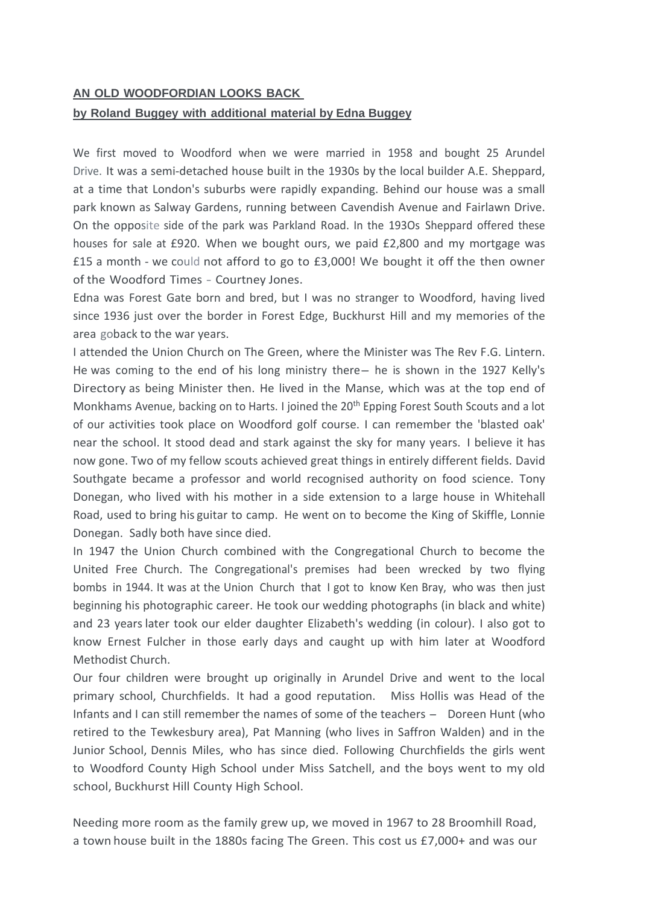**AN OLD WOODFORDIAN LOOKS BACK**

**by Roland Buggey with additional material by Edna Buggey**

We first moved to Woodford when we were married in 1958 and bought 25 Arundel Drive. It was a semi-detached house built in the 1930s by the local builder A.E. Sheppard, at a time that London's suburbs were rapidly expanding. Behind our house was a small park known as Salway Gardens, running between Cavendish Avenue and Fairlawn Drive. On the opposite side of the park was Parkland Road. In the 193Os Sheppard offered these houses for sale at £920. When we bought ours, we paid £2,800 and my mortgage was £15 a month - we could not afford to go to £3,000! We bought it off the then owner of the Woodford Times - Courtney Jones.

Edna was Forest Gate born and bred, but I was no stranger to Woodford, having lived since 1936 just over the border in Forest Edge, Buckhurst Hill and my memories of the area goback to the war years.

I attended the Union Church on The Green, where the Minister was The Rev F.G. Lintern. He was coming to the end of his long ministry there— he is shown in the 1927 Kelly's Directory as being Minister then. He lived in the Manse, which was at the top end of Monkhams Avenue, backing on to Harts. I joined the 20th Epping Forest South Scouts and a lot of our activities took place on Woodford golf course. I can remember the 'blasted oak' near the school. It stood dead and stark against the sky for many years. I believe it has now gone. Two of my fellow scouts achieved great things in entirely different fields. David Southgate became a professor and world recognised authority on food science. Tony Donegan, who lived with his mother in a side extension to a large house in Whitehall Road, used to bring his guitar to camp. He went on to become the King of Skiffle, Lonnie Donegan. Sadly both have since died.

In 1947 the Union Church combined with the Congregational Church to become the United Free Church. The Congregational's premises had been wrecked by two flying bombs in 1944. It was at the Union Church that I got to know Ken Bray, who was then just beginning his photographic career. He took our wedding photographs (in black and white) and 23 years later took our elder daughter Elizabeth's wedding (in colour). I also got to know Ernest Fulcher in those early days and caught up with him later at Woodford Methodist Church.

Our four children were brought up originally in Arundel Drive and went to the local primary school, Churchfields. It had a good reputation. Miss Hollis was Head of the Infants and I can still remember the names of some of the teachers – Doreen Hunt (who retired to the Tewkesbury area), Pat Manning (who lives in Saffron Walden) and in the Junior School, Dennis Miles, who has since died. Following Churchfields the girls went to Woodford County High School under Miss Satchell, and the boys went to my old school, Buckhurst Hill County High School.

Needing more room as the family grew up, we moved in 1967 to 28 Broomhill Road, a town house built in the 1880s facing The Green. This cost us £7,000+ and was our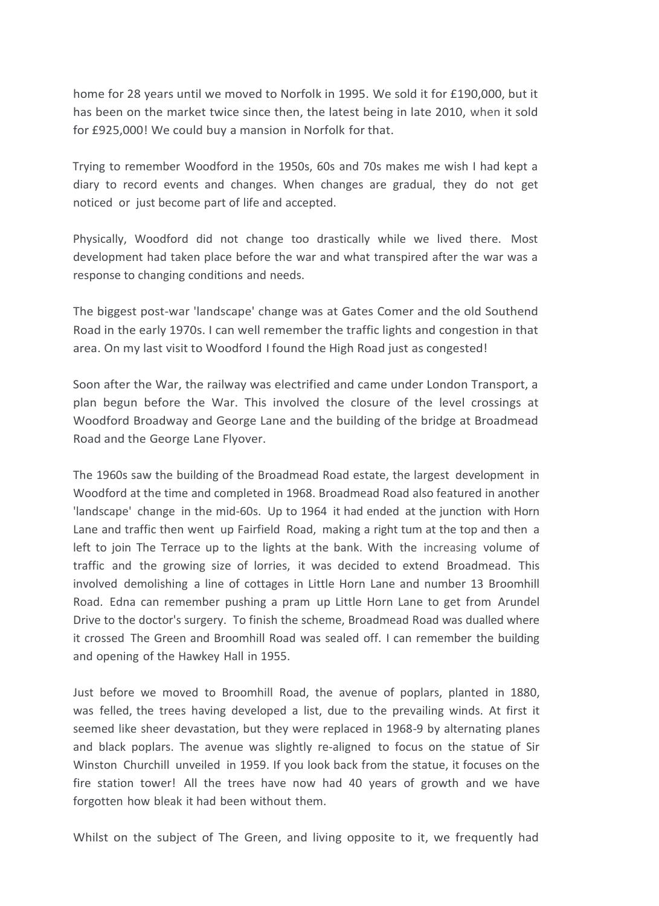home for 28 years until we moved to Norfolk in 1995. We sold it for £190,000, but it has been on the market twice since then, the latest being in late 2010, when it sold for £925,000! We could buy a mansion in Norfolk for that.

Trying to remember Woodford in the 1950s, 60s and 70s makes me wish I had kept a diary to record events and changes. When changes are gradual, they do not get noticed or just become part of life and accepted.

Physically, Woodford did not change too drastically while we lived there. Most development had taken place before the war and what transpired after the war was a response to changing conditions and needs.

The biggest post-war 'landscape' change was at Gates Comer and the old Southend Road in the early 1970s. I can well remember the traffic lights and congestion in that area. On my last visit to Woodford I found the High Road just as congested!

Soon after the War, the railway was electrified and came under London Transport, a plan begun before the War. This involved the closure of the level crossings at Woodford Broadway and George Lane and the building of the bridge at Broadmead Road and the George Lane Flyover.

The 1960s saw the building of the Broadmead Road estate, the largest development in Woodford at the time and completed in 1968. Broadmead Road also featured in another 'landscape' change in the mid-60s. Up to 1964 it had ended at the junction with Horn Lane and traffic then went up Fairfield Road, making a right tum at the top and then a left to join The Terrace up to the lights at the bank. With the increasing volume of traffic and the growing size of lorries, it was decided to extend Broadmead. This involved demolishing a line of cottages in Little Horn Lane and number 13 Broomhill Road. Edna can remember pushing a pram up Little Horn Lane to get from Arundel Drive to the doctor's surgery. To finish the scheme, Broadmead Road was dualled where it crossed The Green and Broomhill Road was sealed off. I can remember the building and opening of the Hawkey Hall in 1955.

Just before we moved to Broomhill Road, the avenue of poplars, planted in 1880, was felled, the trees having developed a list, due to the prevailing winds. At first it seemed like sheer devastation, but they were replaced in 1968-9 by alternating planes and black poplars. The avenue was slightly re-aligned to focus on the statue of Sir Winston Churchill unveiled in 1959. If you look back from the statue, it focuses on the fire station tower! All the trees have now had 40 years of growth and we have forgotten how bleak it had been without them.

Whilst on the subject of The Green, and living opposite to it, we frequently had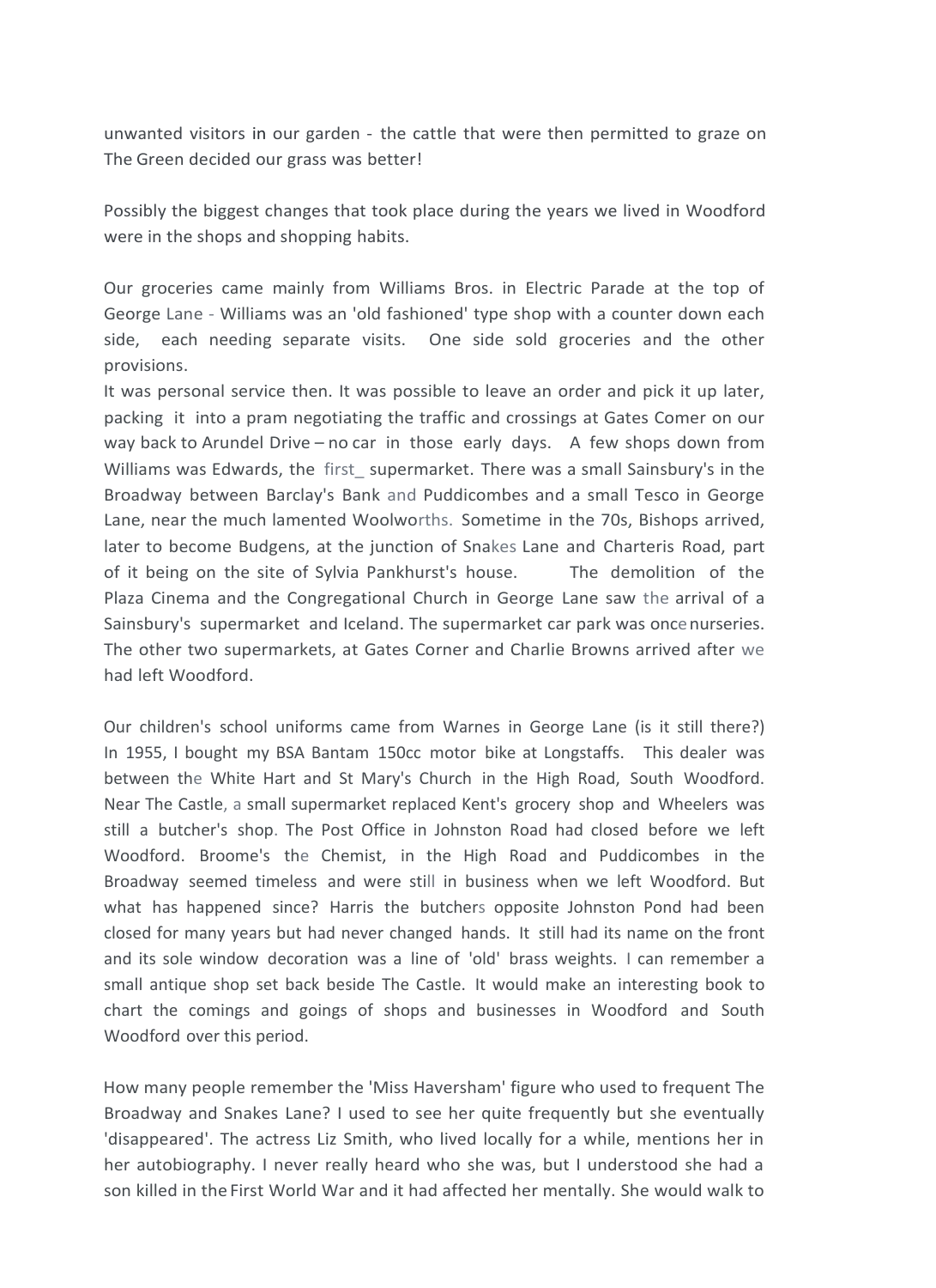unwanted visitors in our garden - the cattle that were then permitted to graze on The Green decided our grass was better!

Possibly the biggest changes that took place during the years we lived in Woodford were in the shops and shopping habits.

Our groceries came mainly from Williams Bros. in Electric Parade at the top of George Lane - Williams was an 'old fashioned' type shop with a counter down each side, each needing separate visits. One side sold groceries and the other provisions.
It was personal service then. It was possible to leave an order and pick it up later, packing it into a pram negotiating the traffic and crossings at Gates Comer on our way back to Arundel Drive – no car in those early days. A few shops down from Williams was Edwards, the first_ supermarket. There was a small Sainsbury's in the Broadway between Barclay's Bank and Puddicombes and a small Tesco in George Lane, near the much lamented Woolworths. Sometime in the 70s, Bishops arrived, later to become Budgens, at the junction of Snakes Lane and Charteris Road, part of it being on the site of Sylvia Pankhurst's house. The demolition of the Plaza Cinema and the Congregational Church in George Lane saw the arrival of a Sainsbury's supermarket and Iceland. The supermarket car park was once nurseries. The other two supermarkets, at Gates Corner and Charlie Browns arrived after we had left Woodford.

Our children's school uniforms came from Warnes in George Lane (is it still there?) In 1955, I bought my BSA Bantam 150cc motor bike at Longstaffs. This dealer was between the White Hart and St Mary's Church in the High Road, South Woodford. Near The Castle, a small supermarket replaced Kent's grocery shop and Wheelers was still a butcher's shop. The Post Office in Johnston Road had closed before we left Woodford. Broome's the Chemist, in the High Road and Puddicombes in the Broadway seemed timeless and were still in business when we left Woodford. But what has happened since? Harris the butchers opposite Johnston Pond had been closed for many years but had never changed hands. It still had its name on the front and its sole window decoration was a line of 'old' brass weights. I can remember a small antique shop set back beside The Castle. It would make an interesting book to chart the comings and goings of shops and businesses in Woodford and South Woodford over this period.

How many people remember the 'Miss Haversham' figure who used to frequent The Broadway and Snakes Lane? I used to see her quite frequently but she eventually 'disappeared'. The actress Liz Smith, who lived locally for a while, mentions her in her autobiography. I never really heard who she was, but I understood she had a son killed in the First World War and it had affected her mentally. She would walk to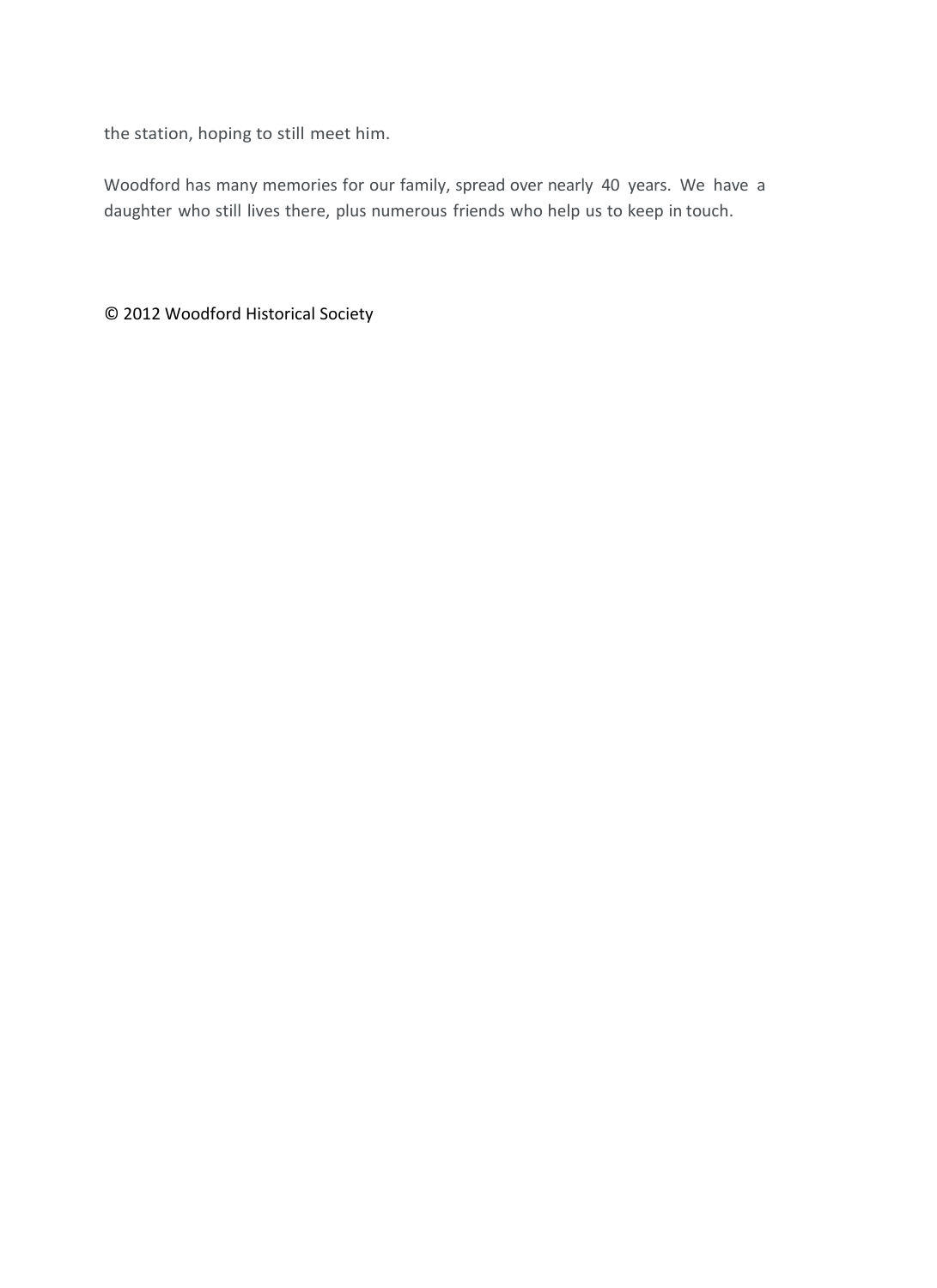the station, hoping to still meet him.

Woodford has many memories for our family, spread over nearly 40 years. We have a daughter who still lives there, plus numerous friends who help us to keep in touch.

© 2012 Woodford Historical Society